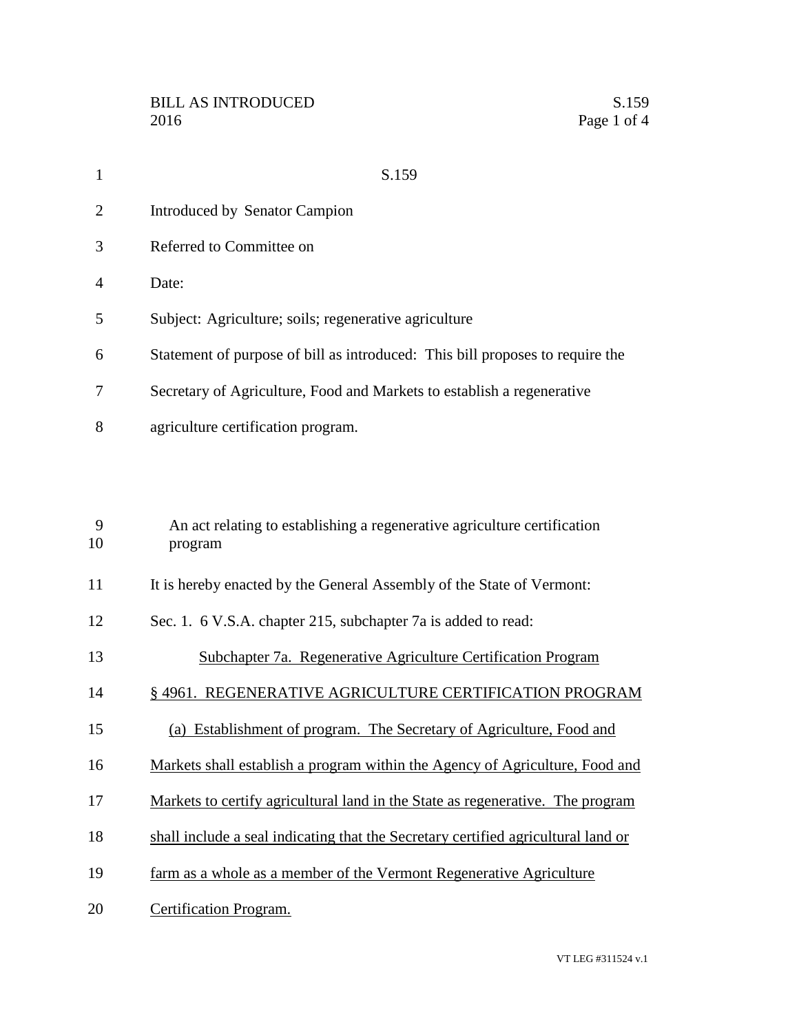S.159

Introduced by Senator Campion

Referred to Committee on

Date:

Subject: Agriculture; soils; regenerative agriculture

Statement of purpose of bill as introduced: This bill proposes to require the Secretary of Agriculture, Food and Markets to establish a regenerative agriculture certification program.

An act relating to establishing a regenerative agriculture certification program

It is hereby enacted by the General Assembly of the State of Vermont:

Sec. 1. 6 V.S.A. chapter 215, subchapter 7a is added to read:

Subchapter 7a. Regenerative Agriculture Certification Program

§ 4961. REGENERATIVE AGRICULTURE CERTIFICATION PROGRAM

(a) Establishment of program. The Secretary of Agriculture, Food and Markets shall establish a program within the Agency of Agriculture, Food and Markets to certify agricultural land in the State as regenerative. The program shall include a seal indicating that the Secretary certified agricultural land or farm as a whole as a member of the Vermont Regenerative Agriculture Certification Program.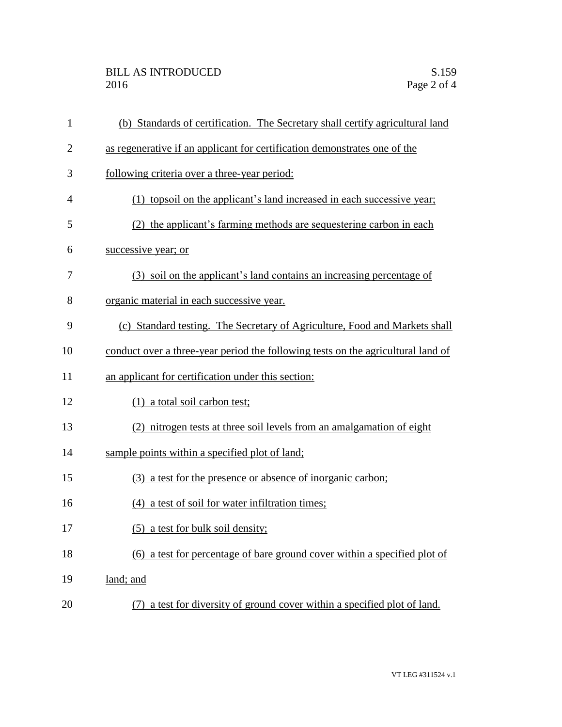(b) Standards of certification. The Secretary shall certify agricultural land as regenerative if an applicant for certification demonstrates one of the following criteria over a three-year period:

(1) topsoil on the applicant's land increased in each successive year;

(2) the applicant's farming methods are sequestering carbon in each successive year; or

(3) soil on the applicant's land contains an increasing percentage of organic material in each successive year.

(c) Standard testing. The Secretary of Agriculture, Food and Markets shall conduct over a three-year period the following tests on the agricultural land of an applicant for certification under this section:

(1) a total soil carbon test;

(2) nitrogen tests at three soil levels from an amalgamation of eight sample points within a specified plot of land;

(3) a test for the presence or absence of inorganic carbon;

(4) a test of soil for water infiltration times;

(5) a test for bulk soil density;

(6) a test for percentage of bare ground cover within a specified plot of land; and

(7) a test for diversity of ground cover within a specified plot of land.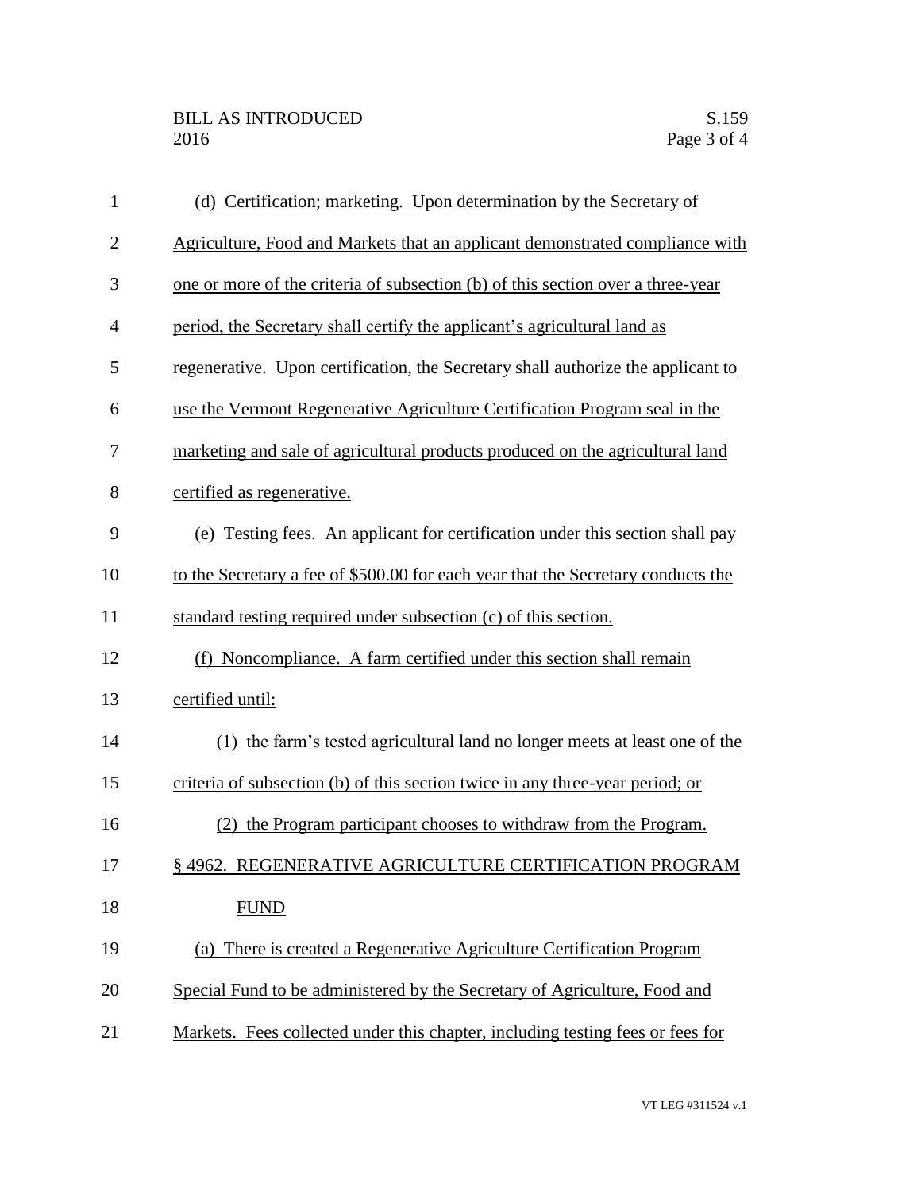(d) Certification; marketing. Upon determination by the Secretary of Agriculture, Food and Markets that an applicant demonstrated compliance with one or more of the criteria of subsection (b) of this section over a three-year period, the Secretary shall certify the applicant's agricultural land as regenerative. Upon certification, the Secretary shall authorize the applicant to use the Vermont Regenerative Agriculture Certification Program seal in the marketing and sale of agricultural products produced on the agricultural land certified as regenerative.

(e) Testing fees. An applicant for certification under this section shall pay to the Secretary a fee of $500.00 for each year that the Secretary conducts the standard testing required under subsection (c) of this section.

(f) Noncompliance. A farm certified under this section shall remain certified until:

(1) the farm's tested agricultural land no longer meets at least one of the criteria of subsection (b) of this section twice in any three-year period; or

(2) the Program participant chooses to withdraw from the Program.

§ 4962. REGENERATIVE AGRICULTURE CERTIFICATION PROGRAM FUND

(a) There is created a Regenerative Agriculture Certification Program Special Fund to be administered by the Secretary of Agriculture, Food and Markets. Fees collected under this chapter, including testing fees or fees for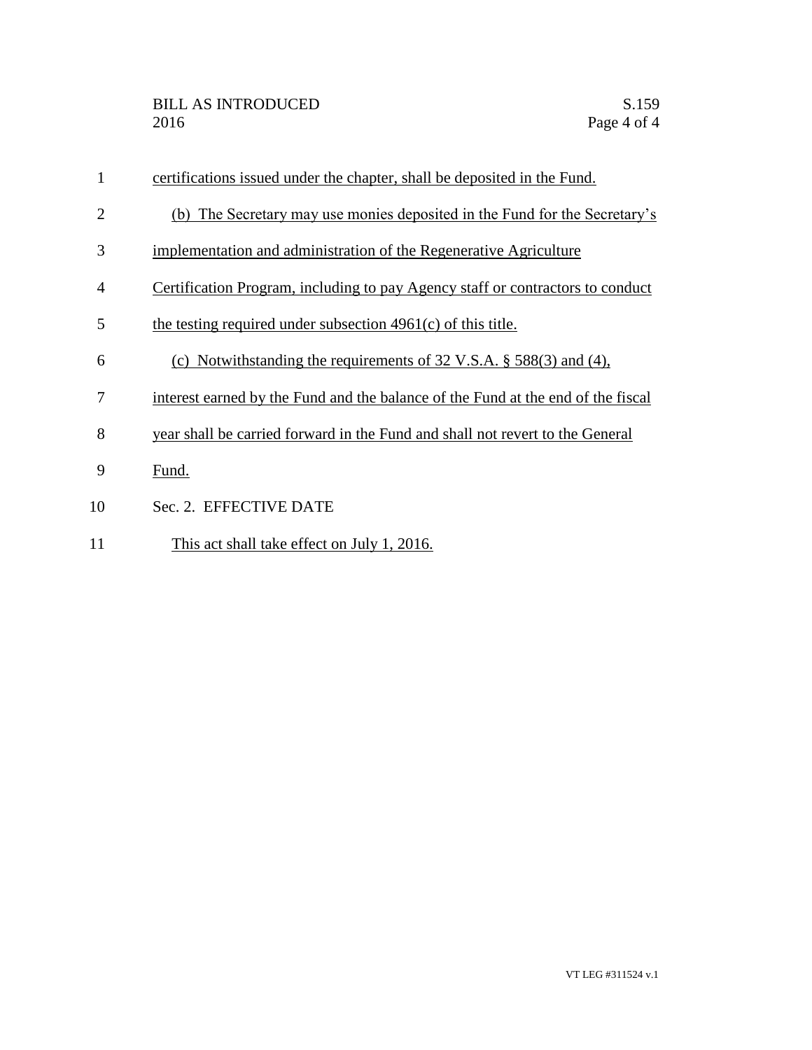certifications issued under the chapter, shall be deposited in the Fund.

(b) The Secretary may use monies deposited in the Fund for the Secretary's implementation and administration of the Regenerative Agriculture Certification Program, including to pay Agency staff or contractors to conduct the testing required under subsection 4961(c) of this title.

(c) Notwithstanding the requirements of 32 V.S.A. § 588(3) and (4), interest earned by the Fund and the balance of the Fund at the end of the fiscal year shall be carried forward in the Fund and shall not revert to the General Fund.

Sec. 2. EFFECTIVE DATE

This act shall take effect on July 1, 2016.